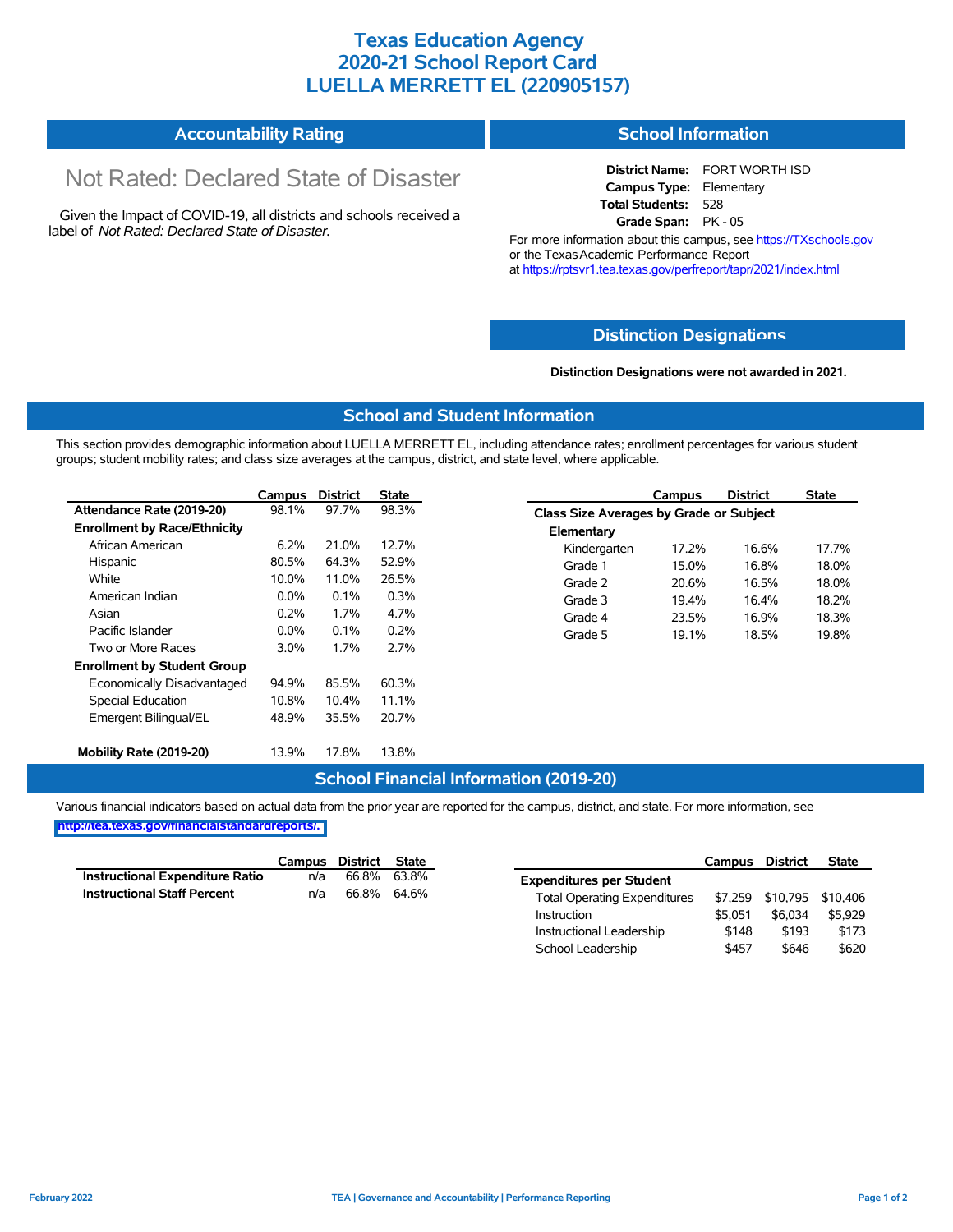# Texas Education Agency
# 2020-21 School Report Card
# LUELLA MERRETT EL (220905157)

## Accountability Rating

Not Rated: Declared State of Disaster

Given the Impact of COVID-19, all districts and schools received a label of *Not Rated: Declared State of Disaster*.

## School Information

**District Name:** FORT WORTH ISD
**Campus Type:** Elementary
**Total Students:** 528
**Grade Span:** PK - 05

For more information about this campus, see https://TXschools.gov or the Texas Academic Performance Report at https://rptsvr1.tea.texas.gov/perfreport/tapr/2021/index.html

## Distinction Designations

**Distinction Designations were not awarded in 2021.**

## School and Student Information

This section provides demographic information about LUELLA MERRETT EL, including attendance rates; enrollment percentages for various student groups; student mobility rates; and class size averages at the campus, district, and state level, where applicable.

| | Campus | District | State |
|---|---|---|---|
| **Attendance Rate (2019-20)** | 98.1% | 97.7% | 98.3% |
| **Enrollment by Race/Ethnicity** | | | |
| African American | 6.2% | 21.0% | 12.7% |
| Hispanic | 80.5% | 64.3% | 52.9% |
| White | 10.0% | 11.0% | 26.5% |
| American Indian | 0.0% | 0.1% | 0.3% |
| Asian | 0.2% | 1.7% | 4.7% |
| Pacific Islander | 0.0% | 0.1% | 0.2% |
| Two or More Races | 3.0% | 1.7% | 2.7% |
| **Enrollment by Student Group** | | | |
| Economically Disadvantaged | 94.9% | 85.5% | 60.3% |
| Special Education | 10.8% | 10.4% | 11.1% |
| Emergent Bilingual/EL | 48.9% | 35.5% | 20.7% |
| **Mobility Rate (2019-20)** | 13.9% | 17.8% | 13.8% |

| | Campus | District | State |
|---|---|---|---|
| **Class Size Averages by Grade or Subject** | | | |
| **Elementary** | | | |
| Kindergarten | 17.2% | 16.6% | 17.7% |
| Grade 1 | 15.0% | 16.8% | 18.0% |
| Grade 2 | 20.6% | 16.5% | 18.0% |
| Grade 3 | 19.4% | 16.4% | 18.2% |
| Grade 4 | 23.5% | 16.9% | 18.3% |
| Grade 5 | 19.1% | 18.5% | 19.8% |

## School Financial Information (2019-20)

Various financial indicators based on actual data from the prior year are reported for the campus, district, and state. For more information, see http://tea.texas.gov/financialstandardreports/.

| | Campus | District | State |
|---|---|---|---|
| **Instructional Expenditure Ratio** | n/a | 66.8% | 63.8% |
| **Instructional Staff Percent** | n/a | 66.8% | 64.6% |

| | Campus | District | State |
|---|---|---|---|
| **Expenditures per Student** | | | |
| Total Operating Expenditures | $7,259 | $10,795 | $10,406 |
| Instruction | $5,051 | $6,034 | $5,929 |
| Instructional Leadership | $148 | $193 | $173 |
| School Leadership | $457 | $646 | $620 |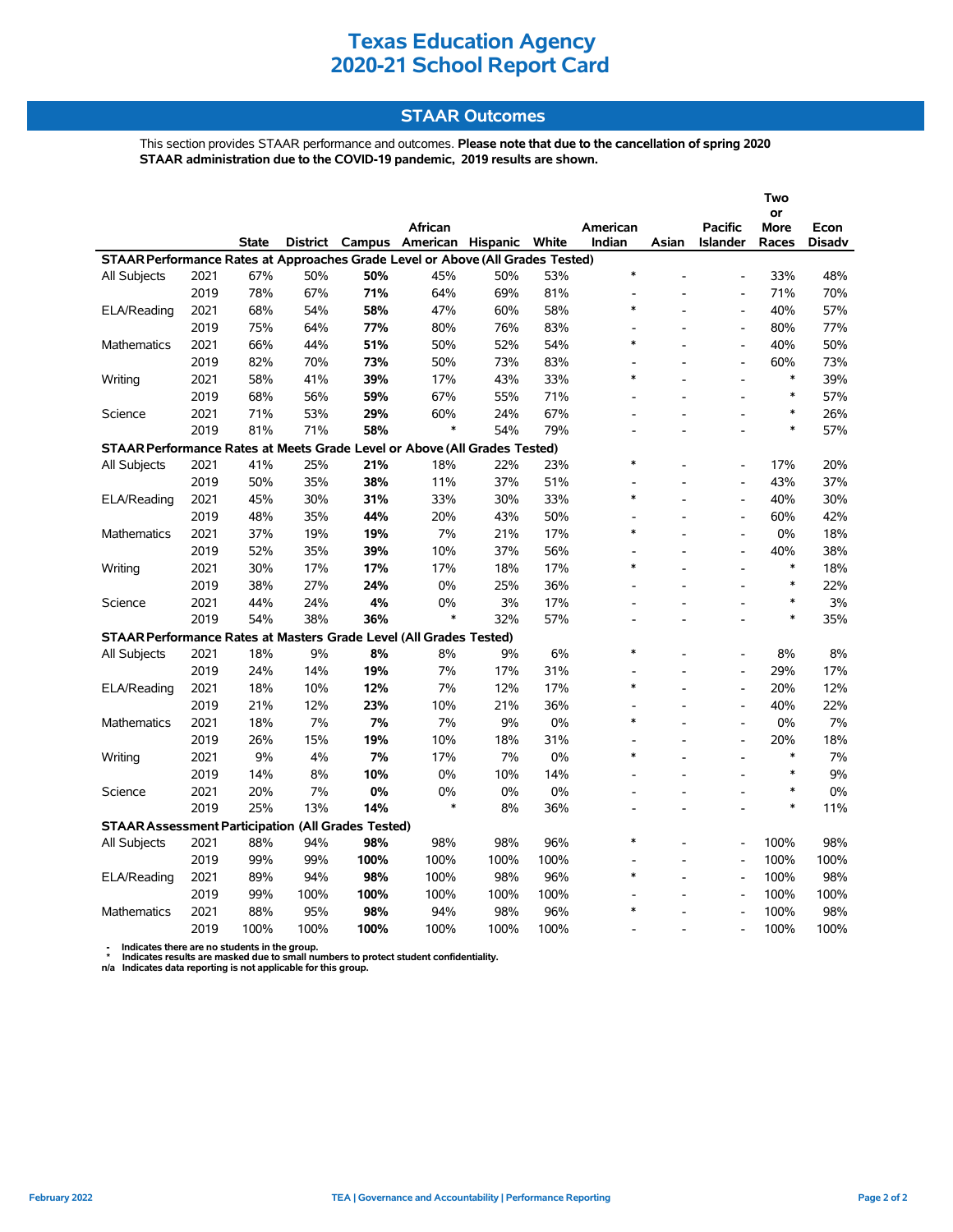# Texas Education Agency
# 2020-21 School Report Card

## STAAR Outcomes

This section provides STAAR performance and outcomes. **Please note that due to the cancellation of spring 2020 STAAR administration due to the COVID-19 pandemic, 2019 results are shown.**

| | | State | District | Campus | African American | Hispanic | White | American Indian | Asian | Pacific Islander | Two or More Races | Econ Disadv |
|---|---|---|---|---|---|---|---|---|---|---|---|---|
| **STAAR Performance Rates at Approaches Grade Level or Above (All Grades Tested)** | | | | | | | | | | | | |
| All Subjects | 2021 | 67% | 50% | **50%** | 45% | 50% | 53% | * | - | - | 33% | 48% |
| | 2019 | 78% | 67% | **71%** | 64% | 69% | 81% | - | - | - | 71% | 70% |
| ELA/Reading | 2021 | 68% | 54% | **58%** | 47% | 60% | 58% | * | - | - | 40% | 57% |
| | 2019 | 75% | 64% | **77%** | 80% | 76% | 83% | - | - | - | 80% | 77% |
| Mathematics | 2021 | 66% | 44% | **51%** | 50% | 52% | 54% | * | - | - | 40% | 50% |
| | 2019 | 82% | 70% | **73%** | 50% | 73% | 83% | - | - | - | 60% | 73% |
| Writing | 2021 | 58% | 41% | **39%** | 17% | 43% | 33% | * | - | - | * | 39% |
| | 2019 | 68% | 56% | **59%** | 67% | 55% | 71% | - | - | - | * | 57% |
| Science | 2021 | 71% | 53% | **29%** | 60% | 24% | 67% | - | - | - | * | 26% |
| | 2019 | 81% | 71% | **58%** | * | 54% | 79% | - | - | - | * | 57% |
| **STAAR Performance Rates at Meets Grade Level or Above (All Grades Tested)** | | | | | | | | | | | | |
| All Subjects | 2021 | 41% | 25% | **21%** | 18% | 22% | 23% | * | - | - | 17% | 20% |
| | 2019 | 50% | 35% | **38%** | 11% | 37% | 51% | - | - | - | 43% | 37% |
| ELA/Reading | 2021 | 45% | 30% | **31%** | 33% | 30% | 33% | * | - | - | 40% | 30% |
| | 2019 | 48% | 35% | **44%** | 20% | 43% | 50% | - | - | - | 60% | 42% |
| Mathematics | 2021 | 37% | 19% | **19%** | 7% | 21% | 17% | * | - | - | 0% | 18% |
| | 2019 | 52% | 35% | **39%** | 10% | 37% | 56% | - | - | - | 40% | 38% |
| Writing | 2021 | 30% | 17% | **17%** | 17% | 18% | 17% | * | - | - | * | 18% |
| | 2019 | 38% | 27% | **24%** | 0% | 25% | 36% | - | - | - | * | 22% |
| Science | 2021 | 44% | 24% | **4%** | 0% | 3% | 17% | - | - | - | * | 3% |
| | 2019 | 54% | 38% | **36%** | * | 32% | 57% | - | - | - | * | 35% |
| **STAAR Performance Rates at Masters Grade Level (All Grades Tested)** | | | | | | | | | | | | |
| All Subjects | 2021 | 18% | 9% | **8%** | 8% | 9% | 6% | * | - | - | 8% | 8% |
| | 2019 | 24% | 14% | **19%** | 7% | 17% | 31% | - | - | - | 29% | 17% |
| ELA/Reading | 2021 | 18% | 10% | **12%** | 7% | 12% | 17% | * | - | - | 20% | 12% |
| | 2019 | 21% | 12% | **23%** | 10% | 21% | 36% | - | - | - | 40% | 22% |
| Mathematics | 2021 | 18% | 7% | **7%** | 7% | 9% | 0% | * | - | - | 0% | 7% |
| | 2019 | 26% | 15% | **19%** | 10% | 18% | 31% | - | - | - | 20% | 18% |
| Writing | 2021 | 9% | 4% | **7%** | 17% | 7% | 0% | * | - | - | * | 7% |
| | 2019 | 14% | 8% | **10%** | 0% | 10% | 14% | - | - | - | * | 9% |
| Science | 2021 | 20% | 7% | **0%** | 0% | 0% | 0% | - | - | - | * | 0% |
| | 2019 | 25% | 13% | **14%** | * | 8% | 36% | - | - | - | * | 11% |
| **STAAR Assessment Participation (All Grades Tested)** | | | | | | | | | | | | |
| All Subjects | 2021 | 88% | 94% | **98%** | 98% | 98% | 96% | * | - | - | 100% | 98% |
| | 2019 | 99% | 99% | **100%** | 100% | 100% | 100% | - | - | - | 100% | 100% |
| ELA/Reading | 2021 | 89% | 94% | **98%** | 100% | 98% | 96% | * | - | - | 100% | 98% |
| | 2019 | 99% | 100% | **100%** | 100% | 100% | 100% | - | - | - | 100% | 100% |
| Mathematics | 2021 | 88% | 95% | **98%** | 94% | 98% | 96% | * | - | - | 100% | 98% |
| | 2019 | 100% | 100% | **100%** | 100% | 100% | 100% | - | - | - | 100% | 100% |

**-** Indicates there are no students in the group.
**\*** Indicates results are masked due to small numbers to protect student confidentiality.
**n/a** Indicates data reporting is not applicable for this group.